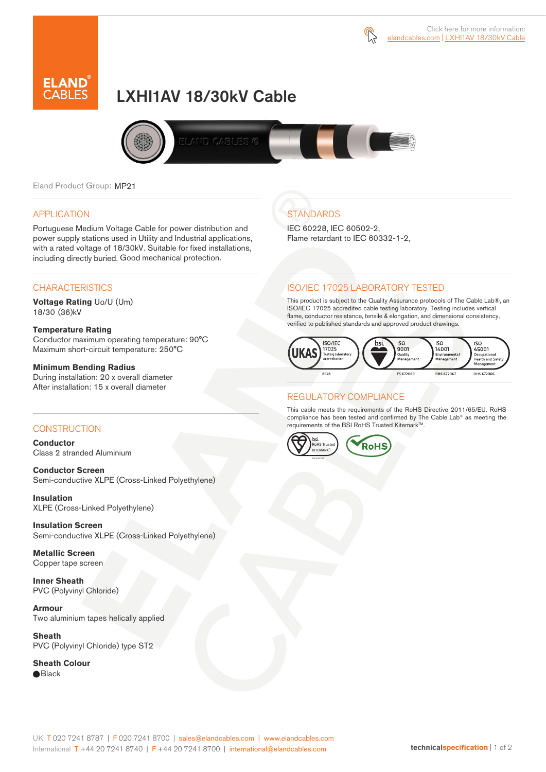Click here for more information: elandcables.com | LXHI1AV 18/30kV Cable

# LXHI1AV 18/30kV Cable

Eland Product Group: MP21

## APPLICATION

Portuguese Medium Voltage Cable for power distribution and power supply stations used in Utility and Industrial applications, with a rated voltage of 18/30kV. Suitable for fixed installations, including directly buried. Good mechanical protection.

## CHARACTERISTICS

**Voltage Rating** Uo/U (Um)
18/30 (36)kV

**Temperature Rating**
Conductor maximum operating temperature: 90°C
Maximum short-circuit temperature: 250°C

**Minimum Bending Radius**
During installation: 20 x overall diameter
After installation: 15 x overall diameter

## CONSTRUCTION

**Conductor**
Class 2 stranded Aluminium

**Conductor Screen**
Semi-conductive XLPE (Cross-Linked Polyethylene)

**Insulation**
XLPE (Cross-Linked Polyethylene)

**Insulation Screen**
Semi-conductive XLPE (Cross-Linked Polyethylene)

**Metallic Screen**
Copper tape screen

**Inner Sheath**
PVC (Polyvinyl Chloride)

**Armour**
Two aluminium tapes helically applied

**Sheath**
PVC (Polyvinyl Chloride) type ST2

**Sheath Colour**
● Black

## STANDARDS

IEC 60228, IEC 60502-2,
Flame retardant to IEC 60332-1-2,

## ISO/IEC 17025 LABORATORY TESTED

This product is subject to the Quality Assurance protocols of The Cable Lab®, an ISO/IEC 17025 accredited cable testing laboratory. Testing includes vertical flame, conductor resistance, tensile & elongation, and dimensional consistency, verified to published standards and approved product drawings.

UKAS ISO/IEC 17025 Testing laboratory accreditation 8578 | bsi. ISO 9001 Quality Management FS 672069 | ISO 14001 Environmental Management EMS 672067 | ISO 45001 Occupational Health and Safety Management OHS 672066

## REGULATORY COMPLIANCE

This cable meets the requirements of the RoHS Directive 2011/65/EU. RoHS compliance has been tested and confirmed by The Cable Lab® as meeting the requirements of the BSI RoHS Trusted Kitemark™.

bsi. RoHS Trusted KITEMARK™ | RoHS

UK T 020 7241 8787 | F 020 7241 8700 | sales@elandcables.com | www.elandcables.com
International T +44 20 7241 8740 | F +44 20 7241 8700 | international@elandcables.com

technicalspecification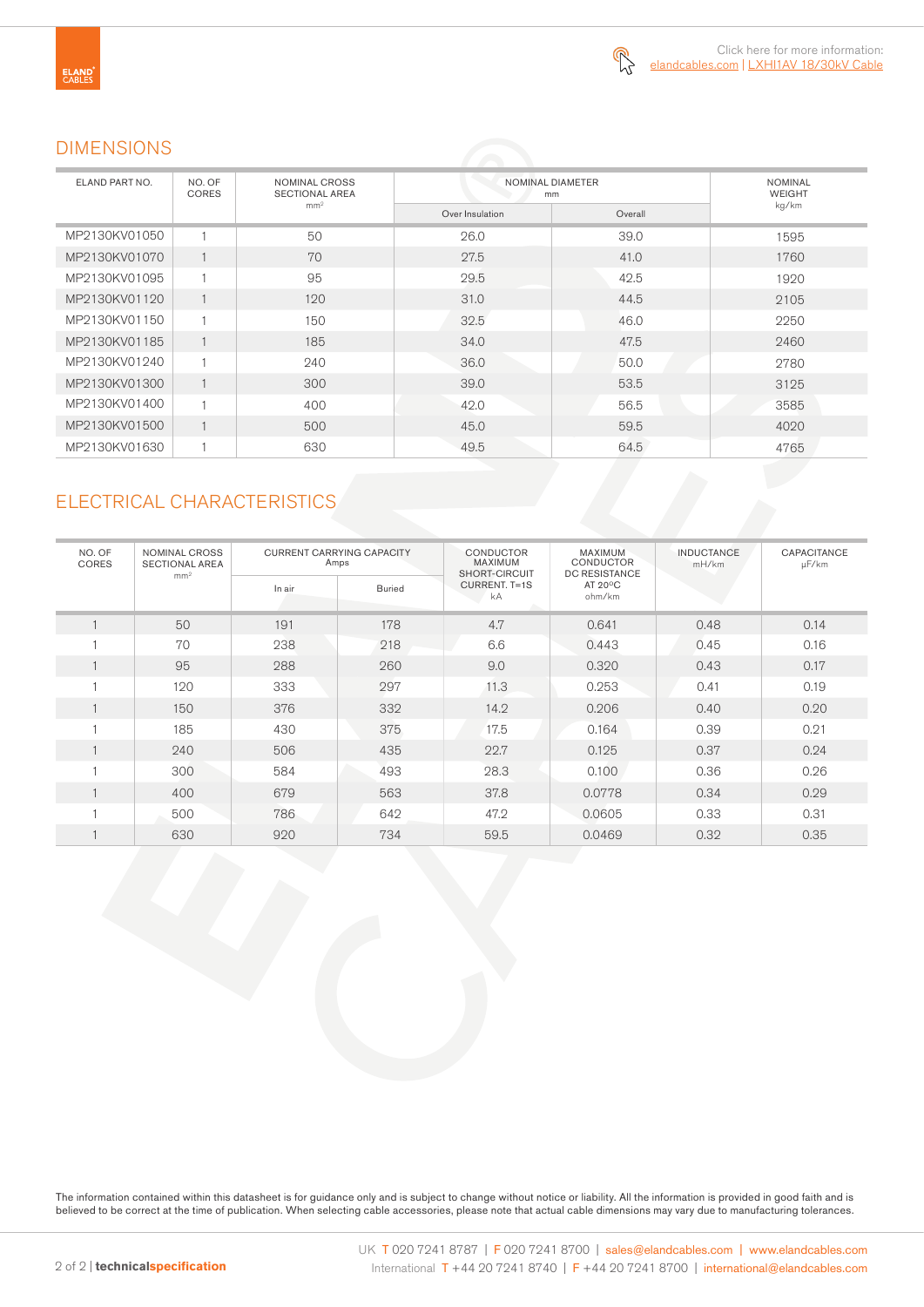Click here for more information: elandcables.com | LXHI1AV 18/30kV Cable

## DIMENSIONS

| ELAND PART NO. | NO. OF CORES | NOMINAL CROSS SECTIONAL AREA mm² | NOMINAL DIAMETER mm | | NOMINAL WEIGHT kg/km |
|---|---|---|---|---|---|
| | | | Over Insulation | Overall | |
| MP2130KV01050 | 1 | 50 | 26.0 | 39.0 | 1595 |
| MP2130KV01070 | 1 | 70 | 27.5 | 41.0 | 1760 |
| MP2130KV01095 | 1 | 95 | 29.5 | 42.5 | 1920 |
| MP2130KV01120 | 1 | 120 | 31.0 | 44.5 | 2105 |
| MP2130KV01150 | 1 | 150 | 32.5 | 46.0 | 2250 |
| MP2130KV01185 | 1 | 185 | 34.0 | 47.5 | 2460 |
| MP2130KV01240 | 1 | 240 | 36.0 | 50.0 | 2780 |
| MP2130KV01300 | 1 | 300 | 39.0 | 53.5 | 3125 |
| MP2130KV01400 | 1 | 400 | 42.0 | 56.5 | 3585 |
| MP2130KV01500 | 1 | 500 | 45.0 | 59.5 | 4020 |
| MP2130KV01630 | 1 | 630 | 49.5 | 64.5 | 4765 |

## ELECTRICAL CHARACTERISTICS

| NO. OF CORES | NOMINAL CROSS SECTIONAL AREA mm² | CURRENT CARRYING CAPACITY Amps | | CONDUCTOR MAXIMUM SHORT-CIRCUIT CURRENT. T=1S kA | MAXIMUM CONDUCTOR DC RESISTANCE AT 20ºC ohm/km | INDUCTANCE mH/km | CAPACITANCE µF/km |
|---|---|---|---|---|---|---|---|
| | | In air | Buried | | | | |
| 1 | 50 | 191 | 178 | 4.7 | 0.641 | 0.48 | 0.14 |
| 1 | 70 | 238 | 218 | 6.6 | 0.443 | 0.45 | 0.16 |
| 1 | 95 | 288 | 260 | 9.0 | 0.320 | 0.43 | 0.17 |
| 1 | 120 | 333 | 297 | 11.3 | 0.253 | 0.41 | 0.19 |
| 1 | 150 | 376 | 332 | 14.2 | 0.206 | 0.40 | 0.20 |
| 1 | 185 | 430 | 375 | 17.5 | 0.164 | 0.39 | 0.21 |
| 1 | 240 | 506 | 435 | 22.7 | 0.125 | 0.37 | 0.24 |
| 1 | 300 | 584 | 493 | 28.3 | 0.100 | 0.36 | 0.26 |
| 1 | 400 | 679 | 563 | 37.8 | 0.0778 | 0.34 | 0.29 |
| 1 | 500 | 786 | 642 | 47.2 | 0.0605 | 0.33 | 0.31 |
| 1 | 630 | 920 | 734 | 59.5 | 0.0469 | 0.32 | 0.35 |

The information contained within this datasheet is for guidance only and is subject to change without notice or liability. All the information is provided in good faith and is believed to be correct at the time of publication. When selecting cable accessories, please note that actual cable dimensions may vary due to manufacturing tolerances.

UK T 020 7241 8787 | F 020 7241 8700 | sales@elandcables.com | www.elandcables.com
International T +44 20 7241 8740 | F +44 20 7241 8700 | international@elandcables.com